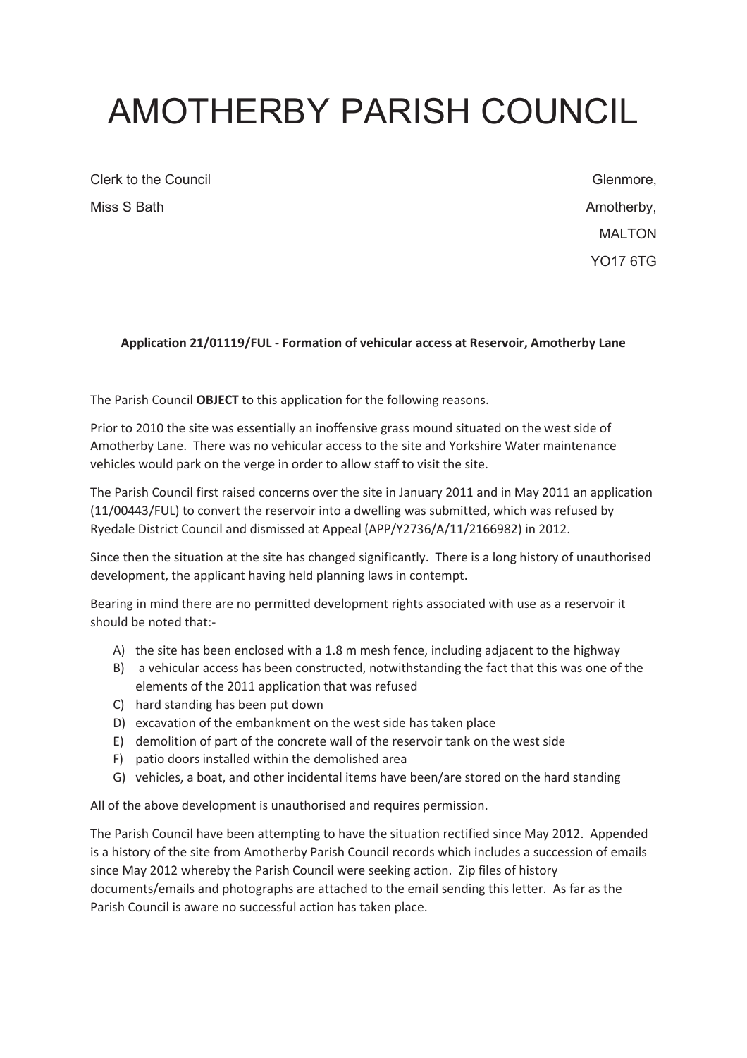# AMOTHERBY PARISH COUNCIL

Clerk to the Council
Miss S Bath

Glenmore,
Amotherby,
MALTON
YO17 6TG

**Application 21/01119/FUL - Formation of vehicular access at Reservoir, Amotherby Lane**

The Parish Council **OBJECT** to this application for the following reasons.

Prior to 2010 the site was essentially an inoffensive grass mound situated on the west side of Amotherby Lane. There was no vehicular access to the site and Yorkshire Water maintenance vehicles would park on the verge in order to allow staff to visit the site.

The Parish Council first raised concerns over the site in January 2011 and in May 2011 an application (11/00443/FUL) to convert the reservoir into a dwelling was submitted, which was refused by Ryedale District Council and dismissed at Appeal (APP/Y2736/A/11/2166982) in 2012.

Since then the situation at the site has changed significantly. There is a long history of unauthorised development, the applicant having held planning laws in contempt.

Bearing in mind there are no permitted development rights associated with use as a reservoir it should be noted that:-

A) the site has been enclosed with a 1.8 m mesh fence, including adjacent to the highway
B) a vehicular access has been constructed, notwithstanding the fact that this was one of the elements of the 2011 application that was refused
C) hard standing has been put down
D) excavation of the embankment on the west side has taken place
E) demolition of part of the concrete wall of the reservoir tank on the west side
F) patio doors installed within the demolished area
G) vehicles, a boat, and other incidental items have been/are stored on the hard standing

All of the above development is unauthorised and requires permission.

The Parish Council have been attempting to have the situation rectified since May 2012. Appended is a history of the site from Amotherby Parish Council records which includes a succession of emails since May 2012 whereby the Parish Council were seeking action. Zip files of history documents/emails and photographs are attached to the email sending this letter. As far as the Parish Council is aware no successful action has taken place.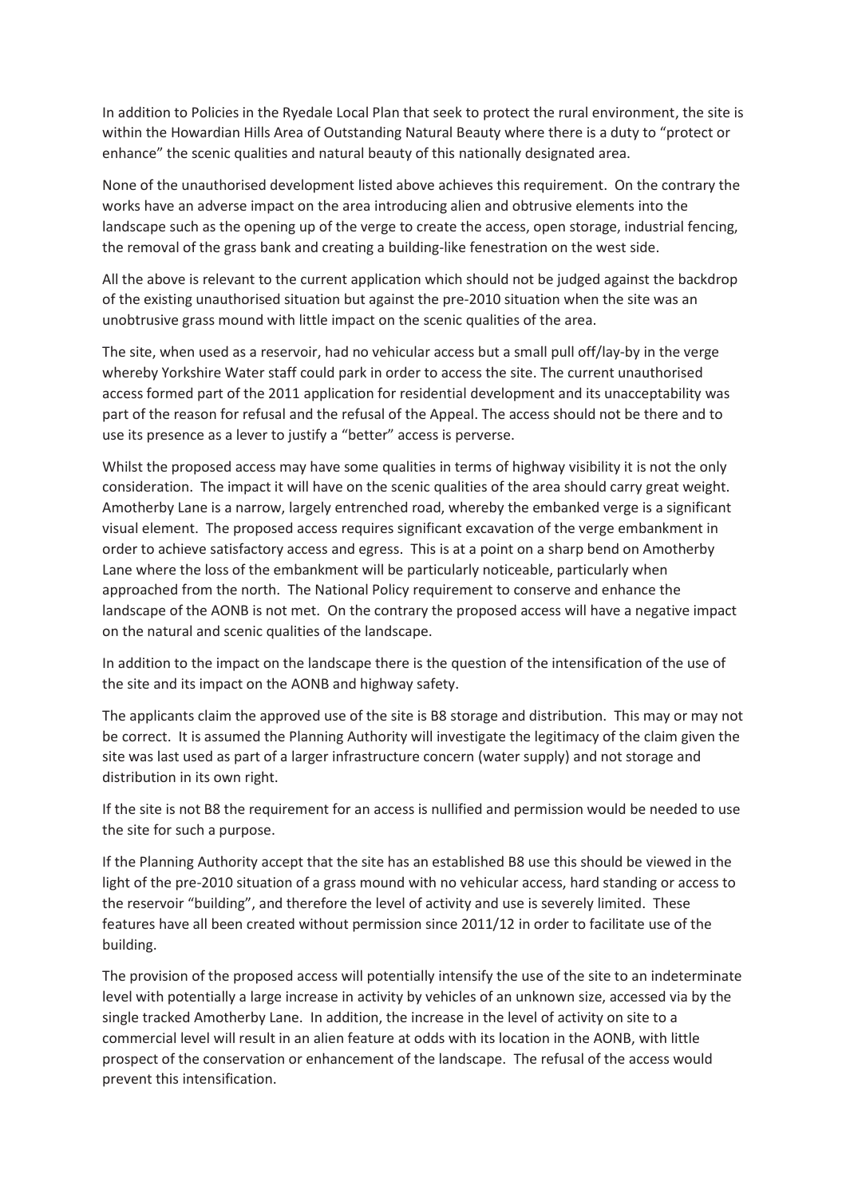In addition to Policies in the Ryedale Local Plan that seek to protect the rural environment, the site is within the Howardian Hills Area of Outstanding Natural Beauty where there is a duty to "protect or enhance" the scenic qualities and natural beauty of this nationally designated area.

None of the unauthorised development listed above achieves this requirement. On the contrary the works have an adverse impact on the area introducing alien and obtrusive elements into the landscape such as the opening up of the verge to create the access, open storage, industrial fencing, the removal of the grass bank and creating a building-like fenestration on the west side.

All the above is relevant to the current application which should not be judged against the backdrop of the existing unauthorised situation but against the pre-2010 situation when the site was an unobtrusive grass mound with little impact on the scenic qualities of the area.

The site, when used as a reservoir, had no vehicular access but a small pull off/lay-by in the verge whereby Yorkshire Water staff could park in order to access the site. The current unauthorised access formed part of the 2011 application for residential development and its unacceptability was part of the reason for refusal and the refusal of the Appeal. The access should not be there and to use its presence as a lever to justify a "better" access is perverse.

Whilst the proposed access may have some qualities in terms of highway visibility it is not the only consideration. The impact it will have on the scenic qualities of the area should carry great weight. Amotherby Lane is a narrow, largely entrenched road, whereby the embanked verge is a significant visual element. The proposed access requires significant excavation of the verge embankment in order to achieve satisfactory access and egress. This is at a point on a sharp bend on Amotherby Lane where the loss of the embankment will be particularly noticeable, particularly when approached from the north. The National Policy requirement to conserve and enhance the landscape of the AONB is not met. On the contrary the proposed access will have a negative impact on the natural and scenic qualities of the landscape.

In addition to the impact on the landscape there is the question of the intensification of the use of the site and its impact on the AONB and highway safety.

The applicants claim the approved use of the site is B8 storage and distribution. This may or may not be correct. It is assumed the Planning Authority will investigate the legitimacy of the claim given the site was last used as part of a larger infrastructure concern (water supply) and not storage and distribution in its own right.

If the site is not B8 the requirement for an access is nullified and permission would be needed to use the site for such a purpose.

If the Planning Authority accept that the site has an established B8 use this should be viewed in the light of the pre-2010 situation of a grass mound with no vehicular access, hard standing or access to the reservoir "building", and therefore the level of activity and use is severely limited. These features have all been created without permission since 2011/12 in order to facilitate use of the building.

The provision of the proposed access will potentially intensify the use of the site to an indeterminate level with potentially a large increase in activity by vehicles of an unknown size, accessed via by the single tracked Amotherby Lane. In addition, the increase in the level of activity on site to a commercial level will result in an alien feature at odds with its location in the AONB, with little prospect of the conservation or enhancement of the landscape. The refusal of the access would prevent this intensification.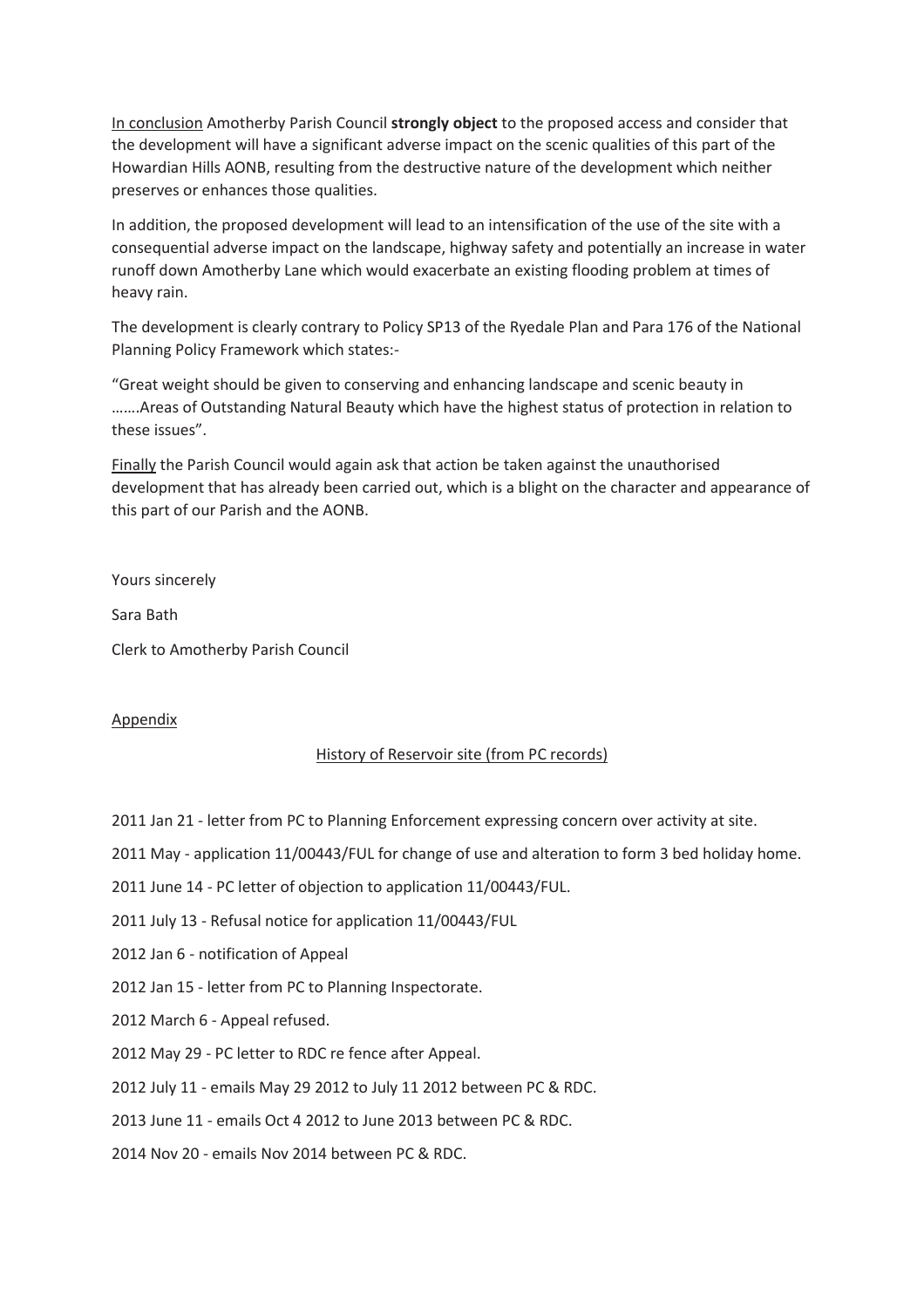<u>In conclusion</u> Amotherby Parish Council **strongly object** to the proposed access and consider that the development will have a significant adverse impact on the scenic qualities of this part of the Howardian Hills AONB, resulting from the destructive nature of the development which neither preserves or enhances those qualities.

In addition, the proposed development will lead to an intensification of the use of the site with a consequential adverse impact on the landscape, highway safety and potentially an increase in water runoff down Amotherby Lane which would exacerbate an existing flooding problem at times of heavy rain.

The development is clearly contrary to Policy SP13 of the Ryedale Plan and Para 176 of the National Planning Policy Framework which states:-

"Great weight should be given to conserving and enhancing landscape and scenic beauty in …….Areas of Outstanding Natural Beauty which have the highest status of protection in relation to these issues".

<u>Finally</u> the Parish Council would again ask that action be taken against the unauthorised development that has already been carried out, which is a blight on the character and appearance of this part of our Parish and the AONB.

Yours sincerely

Sara Bath

Clerk to Amotherby Parish Council

<u>Appendix</u>

<u>History of Reservoir site (from PC records)</u>

2011 Jan 21 - letter from PC to Planning Enforcement expressing concern over activity at site.

2011 May - application 11/00443/FUL for change of use and alteration to form 3 bed holiday home.

2011 June 14 - PC letter of objection to application 11/00443/FUL.

2011 July 13 - Refusal notice for application 11/00443/FUL

2012 Jan 6 - notification of Appeal

2012 Jan 15 - letter from PC to Planning Inspectorate.

2012 March 6 - Appeal refused.

2012 May 29 - PC letter to RDC re fence after Appeal.

2012 July 11 - emails May 29 2012 to July 11 2012 between PC & RDC.

2013 June 11 - emails Oct 4 2012 to June 2013 between PC & RDC.

2014 Nov 20 - emails Nov 2014 between PC & RDC.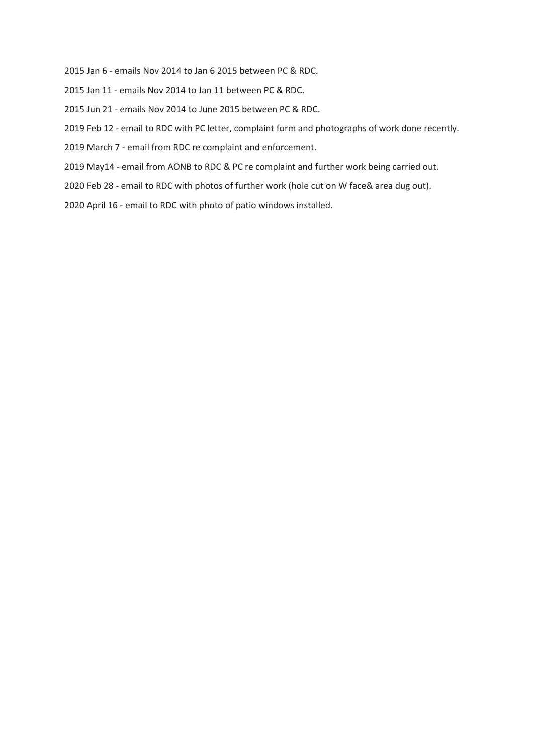2015 Jan 6 - emails Nov 2014 to Jan 6 2015 between PC & RDC.

2015 Jan 11 - emails Nov 2014 to Jan 11 between PC & RDC.

2015 Jun 21 - emails Nov 2014 to June 2015 between PC & RDC.

2019 Feb 12 - email to RDC with PC letter, complaint form and photographs of work done recently.

2019 March 7 - email from RDC re complaint and enforcement.

2019 May14 - email from AONB to RDC & PC re complaint and further work being carried out.

2020 Feb 28 - email to RDC with photos of further work (hole cut on W face& area dug out).

2020 April 16 - email to RDC with photo of patio windows installed.